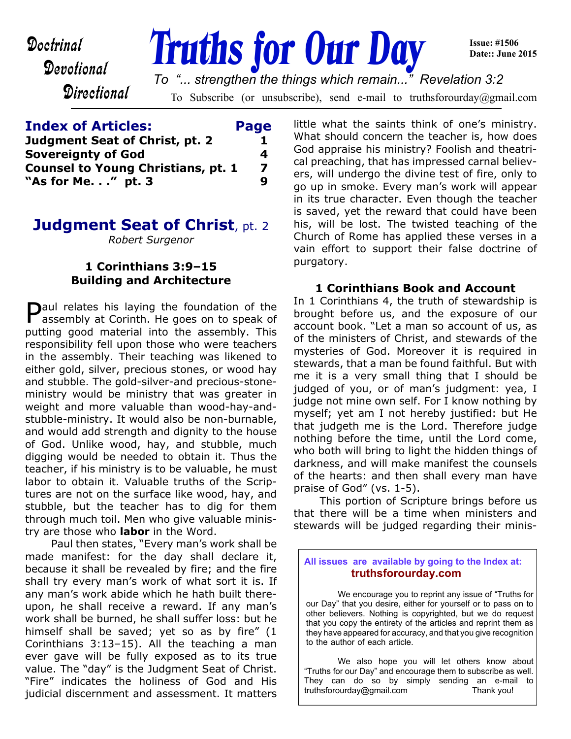Doctrinal
Devotional
Directional

# Truths for Our Day

Issue: #1506
Date:: June 2015

*To "... strengthen the things which remain..." Revelation 3:2*

To Subscribe (or unsubscribe), send e-mail to truthsforourday@gmail.com

| Index of Articles: | Page |
|---|---|
| **Judgment Seat of Christ, pt. 2** | **1** |
| **Sovereignty of God** | **4** |
| **Counsel to Young Christians, pt. 1** | **7** |
| **"As for Me. . ." pt. 3** | **9** |

## Judgment Seat of Christ, pt. 2

*Robert Surgenor*

### 1 Corinthians 3:9–15
### Building and Architecture

Paul relates his laying the foundation of the assembly at Corinth. He goes on to speak of putting good material into the assembly. This responsibility fell upon those who were teachers in the assembly. Their teaching was likened to either gold, silver, precious stones, or wood hay and stubble. The gold-silver-and precious-stone-ministry would be ministry that was greater in weight and more valuable than wood-hay-and-stubble-ministry. It would also be non-burnable, and would add strength and dignity to the house of God. Unlike wood, hay, and stubble, much digging would be needed to obtain it. Thus the teacher, if his ministry is to be valuable, he must labor to obtain it. Valuable truths of the Scriptures are not on the surface like wood, hay, and stubble, but the teacher has to dig for them through much toil. Men who give valuable ministry are those who **labor** in the Word.

Paul then states, "Every man's work shall be made manifest: for the day shall declare it, because it shall be revealed by fire; and the fire shall try every man's work of what sort it is. If any man's work abide which he hath built thereupon, he shall receive a reward. If any man's work shall be burned, he shall suffer loss: but he himself shall be saved; yet so as by fire" (1 Corinthians 3:13–15). All the teaching a man ever gave will be fully exposed as to its true value. The "day" is the Judgment Seat of Christ. "Fire" indicates the holiness of God and His judicial discernment and assessment. It matters little what the saints think of one's ministry. What should concern the teacher is, how does God appraise his ministry? Foolish and theatrical preaching, that has impressed carnal believers, will undergo the divine test of fire, only to go up in smoke. Every man's work will appear in its true character. Even though the teacher is saved, yet the reward that could have been his, will be lost. The twisted teaching of the Church of Rome has applied these verses in a vain effort to support their false doctrine of purgatory.

### 1 Corinthians Book and Account

In 1 Corinthians 4, the truth of stewardship is brought before us, and the exposure of our account book. "Let a man so account of us, as of the ministers of Christ, and stewards of the mysteries of God. Moreover it is required in stewards, that a man be found faithful. But with me it is a very small thing that I should be judged of you, or of man's judgment: yea, I judge not mine own self. For I know nothing by myself; yet am I not hereby justified: but He that judgeth me is the Lord. Therefore judge nothing before the time, until the Lord come, who both will bring to light the hidden things of darkness, and will make manifest the counsels of the hearts: and then shall every man have praise of God" (vs. 1-5).

This portion of Scripture brings before us that there will be a time when ministers and stewards will be judged regarding their minis-

**All issues are available by going to the Index at:**
**truthsforourday.com**

We encourage you to reprint any issue of "Truths for our Day" that you desire, either for yourself or to pass on to other believers. Nothing is copyrighted, but we do request that you copy the entirety of the articles and reprint them as they have appeared for accuracy, and that you give recognition to the author of each article.

We also hope you will let others know about "Truths for our Day" and encourage them to subscribe as well. They can do so by simply sending an e-mail to truthsforourday@gmail.com Thank you!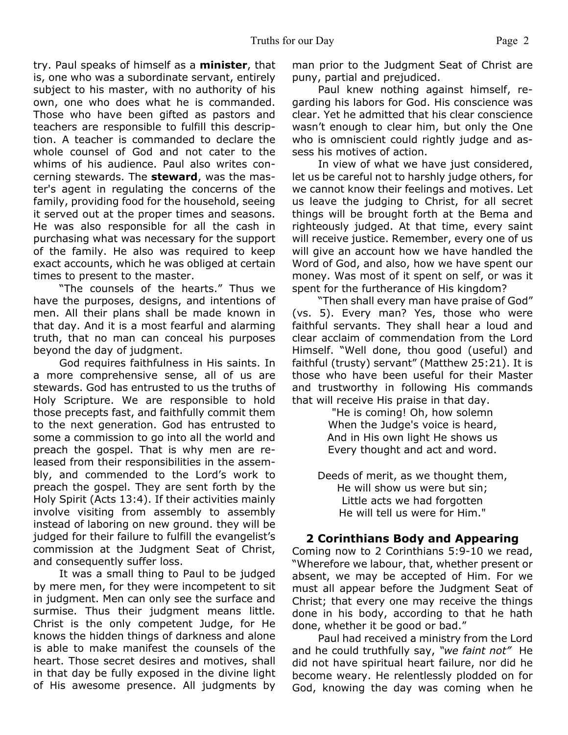try. Paul speaks of himself as a **minister**, that is, one who was a subordinate servant, entirely subject to his master, with no authority of his own, one who does what he is commanded. Those who have been gifted as pastors and teachers are responsible to fulfill this description. A teacher is commanded to declare the whole counsel of God and not cater to the whims of his audience. Paul also writes concerning stewards. The **steward**, was the master's agent in regulating the concerns of the family, providing food for the household, seeing it served out at the proper times and seasons. He was also responsible for all the cash in purchasing what was necessary for the support of the family. He also was required to keep exact accounts, which he was obliged at certain times to present to the master.

"The counsels of the hearts." Thus we have the purposes, designs, and intentions of men. All their plans shall be made known in that day. And it is a most fearful and alarming truth, that no man can conceal his purposes beyond the day of judgment.

God requires faithfulness in His saints. In a more comprehensive sense, all of us are stewards. God has entrusted to us the truths of Holy Scripture. We are responsible to hold those precepts fast, and faithfully commit them to the next generation. God has entrusted to some a commission to go into all the world and preach the gospel. That is why men are released from their responsibilities in the assembly, and commended to the Lord's work to preach the gospel. They are sent forth by the Holy Spirit (Acts 13:4). If their activities mainly involve visiting from assembly to assembly instead of laboring on new ground. they will be judged for their failure to fulfill the evangelist's commission at the Judgment Seat of Christ, and consequently suffer loss.

It was a small thing to Paul to be judged by mere men, for they were incompetent to sit in judgment. Men can only see the surface and surmise. Thus their judgment means little. Christ is the only competent Judge, for He knows the hidden things of darkness and alone is able to make manifest the counsels of the heart. Those secret desires and motives, shall in that day be fully exposed in the divine light of His awesome presence. All judgments by man prior to the Judgment Seat of Christ are puny, partial and prejudiced.

Paul knew nothing against himself, regarding his labors for God. His conscience was clear. Yet he admitted that his clear conscience wasn't enough to clear him, but only the One who is omniscient could rightly judge and assess his motives of action.

In view of what we have just considered, let us be careful not to harshly judge others, for we cannot know their feelings and motives. Let us leave the judging to Christ, for all secret things will be brought forth at the Bema and righteously judged. At that time, every saint will receive justice. Remember, every one of us will give an account how we have handled the Word of God, and also, how we have spent our money. Was most of it spent on self, or was it spent for the furtherance of His kingdom?

"Then shall every man have praise of God" (vs. 5). Every man? Yes, those who were faithful servants. They shall hear a loud and clear acclaim of commendation from the Lord Himself. "Well done, thou good (useful) and faithful (trusty) servant" (Matthew 25:21). It is those who have been useful for their Master and trustworthy in following His commands that will receive His praise in that day.

"He is coming! Oh, how solemn
When the Judge's voice is heard,
And in His own light He shows us
Every thought and act and word.

Deeds of merit, as we thought them,
He will show us were but sin;
Little acts we had forgotten
He will tell us were for Him."

## 2 Corinthians Body and Appearing

Coming now to 2 Corinthians 5:9-10 we read, "Wherefore we labour, that, whether present or absent, we may be accepted of Him. For we must all appear before the Judgment Seat of Christ; that every one may receive the things done in his body, according to that he hath done, whether it be good or bad."

Paul had received a ministry from the Lord and he could truthfully say, *"we faint not"* He did not have spiritual heart failure, nor did he become weary. He relentlessly plodded on for God, knowing the day was coming when he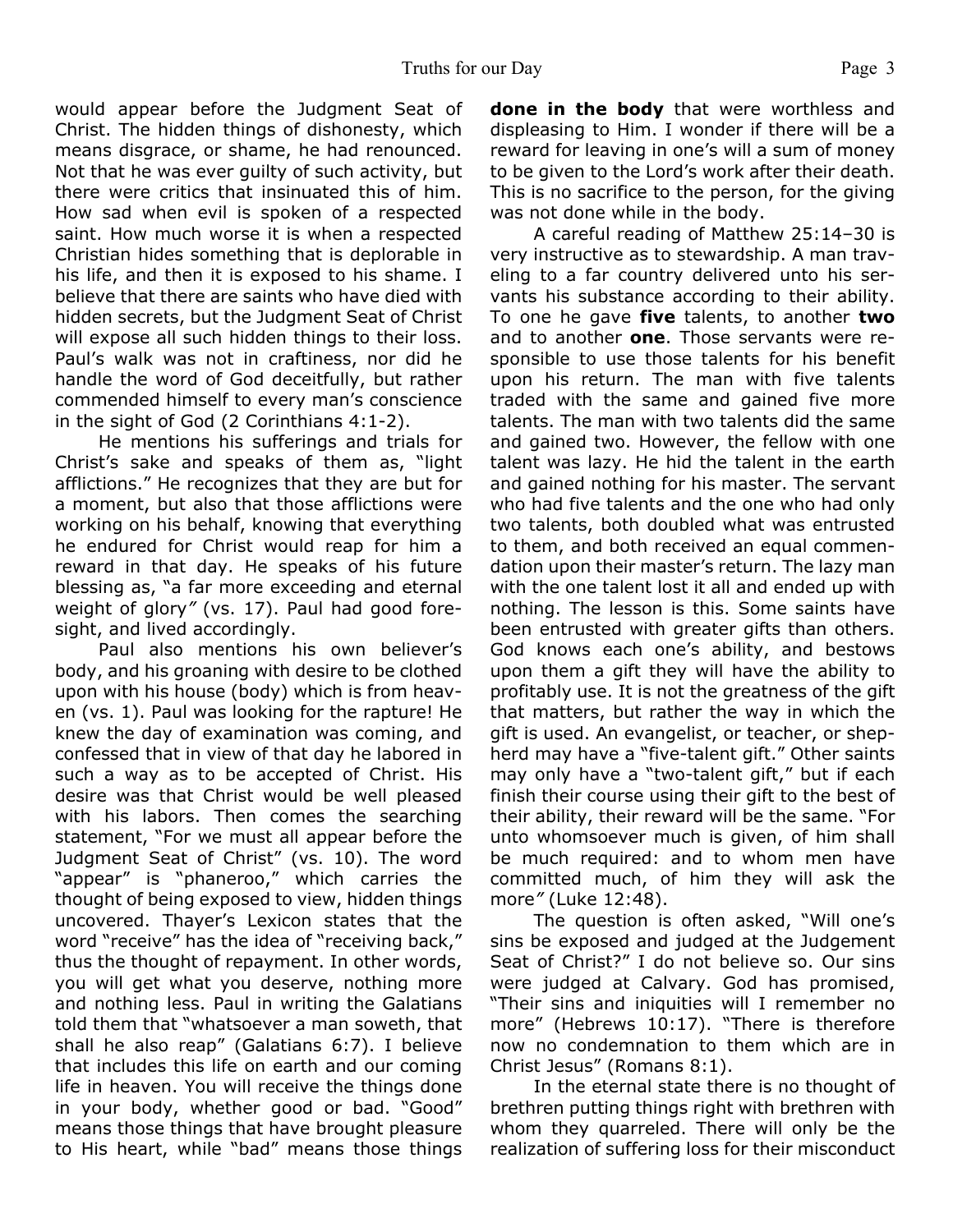would appear before the Judgment Seat of Christ. The hidden things of dishonesty, which means disgrace, or shame, he had renounced. Not that he was ever guilty of such activity, but there were critics that insinuated this of him. How sad when evil is spoken of a respected saint. How much worse it is when a respected Christian hides something that is deplorable in his life, and then it is exposed to his shame. I believe that there are saints who have died with hidden secrets, but the Judgment Seat of Christ will expose all such hidden things to their loss. Paul's walk was not in craftiness, nor did he handle the word of God deceitfully, but rather commended himself to every man's conscience in the sight of God (2 Corinthians 4:1-2).

He mentions his sufferings and trials for Christ's sake and speaks of them as, "light afflictions." He recognizes that they are but for a moment, but also that those afflictions were working on his behalf, knowing that everything he endured for Christ would reap for him a reward in that day. He speaks of his future blessing as, "a far more exceeding and eternal weight of glory" (vs. 17). Paul had good foresight, and lived accordingly.

Paul also mentions his own believer's body, and his groaning with desire to be clothed upon with his house (body) which is from heaven (vs. 1). Paul was looking for the rapture! He knew the day of examination was coming, and confessed that in view of that day he labored in such a way as to be accepted of Christ. His desire was that Christ would be well pleased with his labors. Then comes the searching statement, "For we must all appear before the Judgment Seat of Christ" (vs. 10). The word "appear" is "phaneroo," which carries the thought of being exposed to view, hidden things uncovered. Thayer's Lexicon states that the word "receive" has the idea of "receiving back," thus the thought of repayment. In other words, you will get what you deserve, nothing more and nothing less. Paul in writing the Galatians told them that "whatsoever a man soweth, that shall he also reap" (Galatians 6:7). I believe that includes this life on earth and our coming life in heaven. You will receive the things done in your body, whether good or bad. "Good" means those things that have brought pleasure to His heart, while "bad" means those things **done in the body** that were worthless and displeasing to Him. I wonder if there will be a reward for leaving in one's will a sum of money to be given to the Lord's work after their death. This is no sacrifice to the person, for the giving was not done while in the body.

A careful reading of Matthew 25:14–30 is very instructive as to stewardship. A man traveling to a far country delivered unto his servants his substance according to their ability. To one he gave **five** talents, to another **two** and to another **one**. Those servants were responsible to use those talents for his benefit upon his return. The man with five talents traded with the same and gained five more talents. The man with two talents did the same and gained two. However, the fellow with one talent was lazy. He hid the talent in the earth and gained nothing for his master. The servant who had five talents and the one who had only two talents, both doubled what was entrusted to them, and both received an equal commendation upon their master's return. The lazy man with the one talent lost it all and ended up with nothing. The lesson is this. Some saints have been entrusted with greater gifts than others. God knows each one's ability, and bestows upon them a gift they will have the ability to profitably use. It is not the greatness of the gift that matters, but rather the way in which the gift is used. An evangelist, or teacher, or shepherd may have a "five-talent gift." Other saints may only have a "two-talent gift," but if each finish their course using their gift to the best of their ability, their reward will be the same. "For unto whomsoever much is given, of him shall be much required: and to whom men have committed much, of him they will ask the more" (Luke 12:48).

The question is often asked, "Will one's sins be exposed and judged at the Judgement Seat of Christ?" I do not believe so. Our sins were judged at Calvary. God has promised, "Their sins and iniquities will I remember no more" (Hebrews 10:17). "There is therefore now no condemnation to them which are in Christ Jesus" (Romans 8:1).

In the eternal state there is no thought of brethren putting things right with brethren with whom they quarreled. There will only be the realization of suffering loss for their misconduct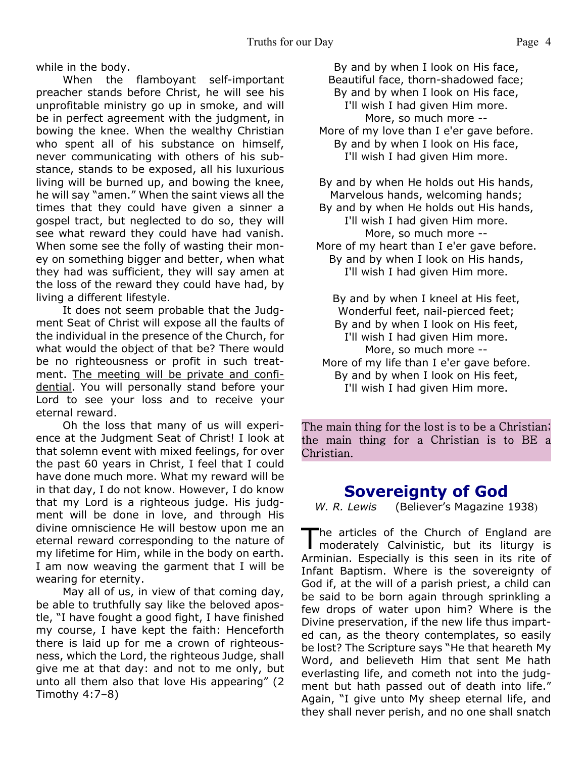while in the body.

When the flamboyant self-important preacher stands before Christ, he will see his unprofitable ministry go up in smoke, and will be in perfect agreement with the judgment, in bowing the knee. When the wealthy Christian who spent all of his substance on himself, never communicating with others of his substance, stands to be exposed, all his luxurious living will be burned up, and bowing the knee, he will say "amen." When the saint views all the times that they could have given a sinner a gospel tract, but neglected to do so, they will see what reward they could have had vanish. When some see the folly of wasting their money on something bigger and better, when what they had was sufficient, they will say amen at the loss of the reward they could have had, by living a different lifestyle.

It does not seem probable that the Judgment Seat of Christ will expose all the faults of the individual in the presence of the Church, for what would the object of that be? There would be no righteousness or profit in such treatment. <u>The meeting will be private and confidential</u>. You will personally stand before your Lord to see your loss and to receive your eternal reward.

Oh the loss that many of us will experience at the Judgment Seat of Christ! I look at that solemn event with mixed feelings, for over the past 60 years in Christ, I feel that I could have done much more. What my reward will be in that day, I do not know. However, I do know that my Lord is a righteous judge. His judgment will be done in love, and through His divine omniscience He will bestow upon me an eternal reward corresponding to the nature of my lifetime for Him, while in the body on earth. I am now weaving the garment that I will be wearing for eternity.

May all of us, in view of that coming day, be able to truthfully say like the beloved apostle, "I have fought a good fight, I have finished my course, I have kept the faith: Henceforth there is laid up for me a crown of righteousness, which the Lord, the righteous Judge, shall give me at that day: and not to me only, but unto all them also that love His appearing" (2 Timothy 4:7–8)

By and by when I look on His face,
Beautiful face, thorn-shadowed face;
By and by when I look on His face,
I'll wish I had given Him more.
More, so much more --
More of my love than I e'er gave before.
By and by when I look on His face,
I'll wish I had given Him more.

By and by when He holds out His hands,
Marvelous hands, welcoming hands;
By and by when He holds out His hands,
I'll wish I had given Him more.
More, so much more --
More of my heart than I e'er gave before.
By and by when I look on His hands,
I'll wish I had given Him more.

By and by when I kneel at His feet,
Wonderful feet, nail-pierced feet;
By and by when I look on His feet,
I'll wish I had given Him more.
More, so much more --
More of my life than I e'er gave before.
By and by when I look on His feet,
I'll wish I had given Him more.

The main thing for the lost is to be a Christian; the main thing for a Christian is to BE a Christian.

## Sovereignty of God

*W. R. Lewis* (Believer's Magazine 1938)

The articles of the Church of England are moderately Calvinistic, but its liturgy is Arminian. Especially is this seen in its rite of Infant Baptism. Where is the sovereignty of God if, at the will of a parish priest, a child can be said to be born again through sprinkling a few drops of water upon him? Where is the Divine preservation, if the new life thus imparted can, as the theory contemplates, so easily be lost? The Scripture says "He that heareth My Word, and believeth Him that sent Me hath everlasting life, and cometh not into the judgment but hath passed out of death into life." Again, "I give unto My sheep eternal life, and they shall never perish, and no one shall snatch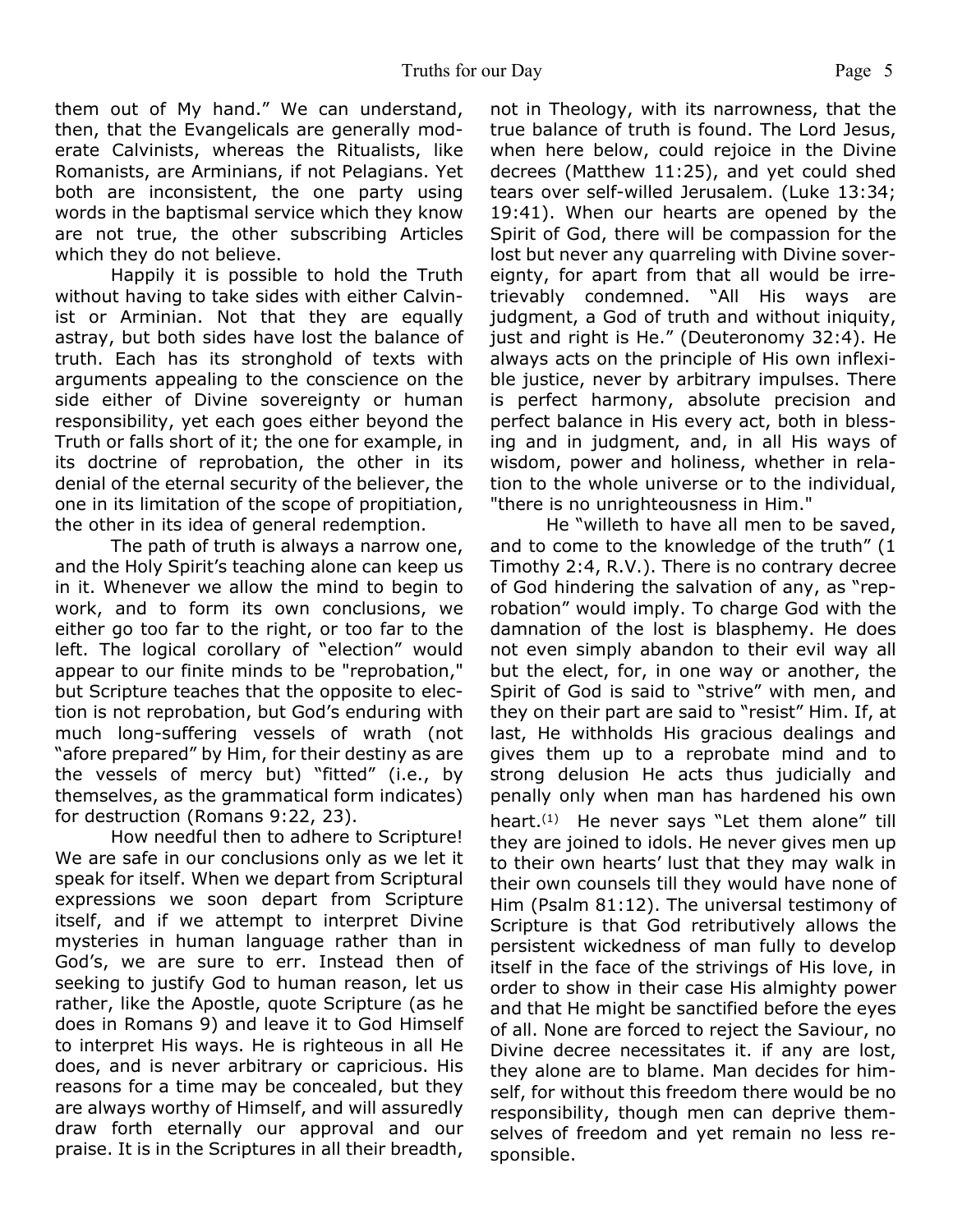them out of My hand." We can understand, then, that the Evangelicals are generally moderate Calvinists, whereas the Ritualists, like Romanists, are Arminians, if not Pelagians. Yet both are inconsistent, the one party using words in the baptismal service which they know are not true, the other subscribing Articles which they do not believe.

Happily it is possible to hold the Truth without having to take sides with either Calvinist or Arminian. Not that they are equally astray, but both sides have lost the balance of truth. Each has its stronghold of texts with arguments appealing to the conscience on the side either of Divine sovereignty or human responsibility, yet each goes either beyond the Truth or falls short of it; the one for example, in its doctrine of reprobation, the other in its denial of the eternal security of the believer, the one in its limitation of the scope of propitiation, the other in its idea of general redemption.

The path of truth is always a narrow one, and the Holy Spirit's teaching alone can keep us in it. Whenever we allow the mind to begin to work, and to form its own conclusions, we either go too far to the right, or too far to the left. The logical corollary of "election" would appear to our finite minds to be "reprobation," but Scripture teaches that the opposite to election is not reprobation, but God's enduring with much long-suffering vessels of wrath (not "afore prepared" by Him, for their destiny as are the vessels of mercy but) "fitted" (i.e., by themselves, as the grammatical form indicates) for destruction (Romans 9:22, 23).

How needful then to adhere to Scripture! We are safe in our conclusions only as we let it speak for itself. When we depart from Scriptural expressions we soon depart from Scripture itself, and if we attempt to interpret Divine mysteries in human language rather than in God's, we are sure to err. Instead then of seeking to justify God to human reason, let us rather, like the Apostle, quote Scripture (as he does in Romans 9) and leave it to God Himself to interpret His ways. He is righteous in all He does, and is never arbitrary or capricious. His reasons for a time may be concealed, but they are always worthy of Himself, and will assuredly draw forth eternally our approval and our praise. It is in the Scriptures in all their breadth, not in Theology, with its narrowness, that the true balance of truth is found. The Lord Jesus, when here below, could rejoice in the Divine decrees (Matthew 11:25), and yet could shed tears over self-willed Jerusalem. (Luke 13:34; 19:41). When our hearts are opened by the Spirit of God, there will be compassion for the lost but never any quarreling with Divine sovereignty, for apart from that all would be irretrievably condemned. "All His ways are judgment, a God of truth and without iniquity, just and right is He." (Deuteronomy 32:4). He always acts on the principle of His own inflexible justice, never by arbitrary impulses. There is perfect harmony, absolute precision and perfect balance in His every act, both in blessing and in judgment, and, in all His ways of wisdom, power and holiness, whether in relation to the whole universe or to the individual, "there is no unrighteousness in Him."

He "willeth to have all men to be saved, and to come to the knowledge of the truth" (1 Timothy 2:4, R.V.). There is no contrary decree of God hindering the salvation of any, as "reprobation" would imply. To charge God with the damnation of the lost is blasphemy. He does not even simply abandon to their evil way all but the elect, for, in one way or another, the Spirit of God is said to "strive" with men, and they on their part are said to "resist" Him. If, at last, He withholds His gracious dealings and gives them up to a reprobate mind and to strong delusion He acts thus judicially and penally only when man has hardened his own heart.(1) He never says "Let them alone" till they are joined to idols. He never gives men up to their own hearts' lust that they may walk in their own counsels till they would have none of Him (Psalm 81:12). The universal testimony of Scripture is that God retributively allows the persistent wickedness of man fully to develop itself in the face of the strivings of His love, in order to show in their case His almighty power and that He might be sanctified before the eyes of all. None are forced to reject the Saviour, no Divine decree necessitates it. if any are lost, they alone are to blame. Man decides for himself, for without this freedom there would be no responsibility, though men can deprive themselves of freedom and yet remain no less responsible.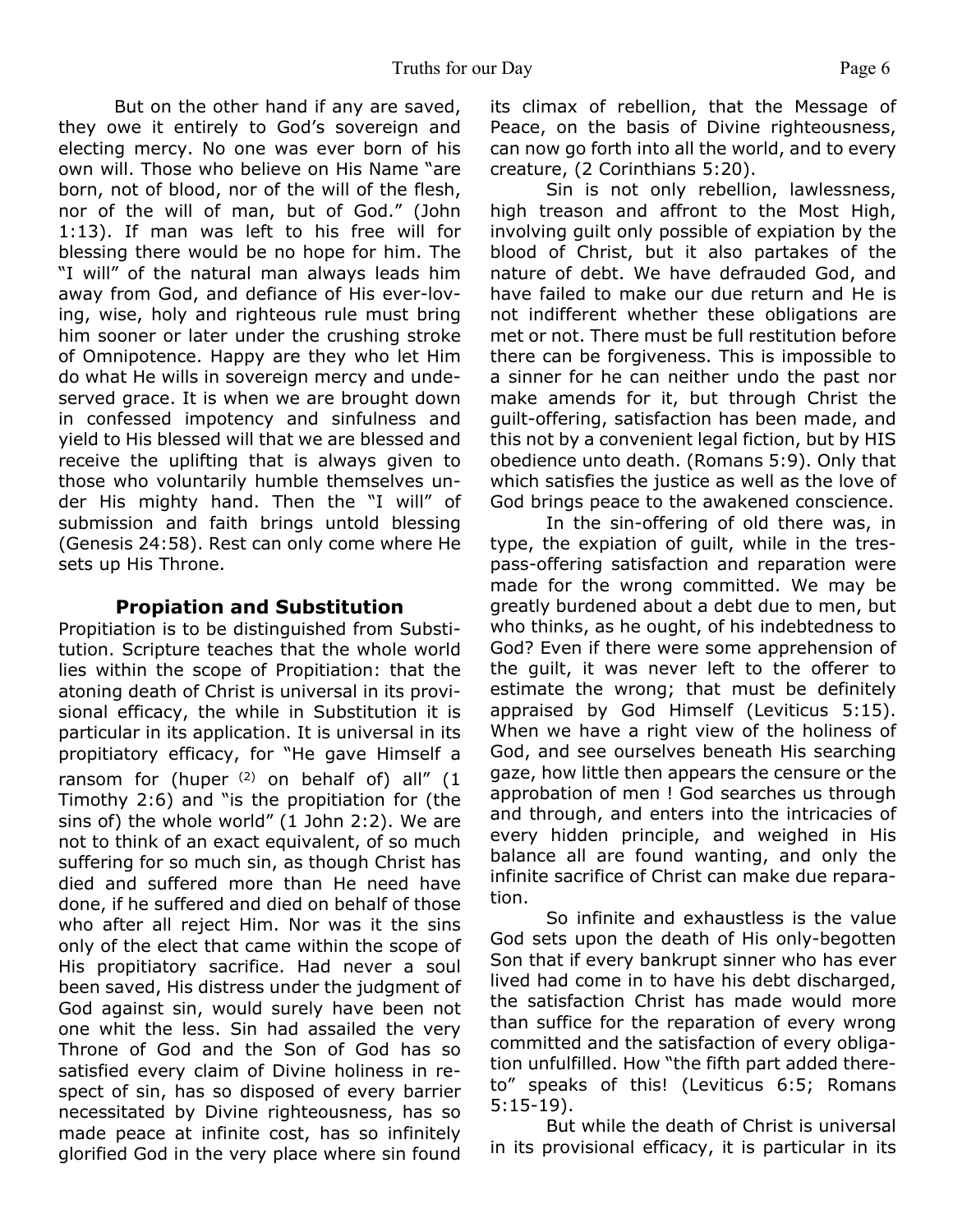But on the other hand if any are saved, they owe it entirely to God's sovereign and electing mercy. No one was ever born of his own will. Those who believe on His Name "are born, not of blood, nor of the will of the flesh, nor of the will of man, but of God." (John 1:13). If man was left to his free will for blessing there would be no hope for him. The "I will" of the natural man always leads him away from God, and defiance of His ever-loving, wise, holy and righteous rule must bring him sooner or later under the crushing stroke of Omnipotence. Happy are they who let Him do what He wills in sovereign mercy and undeserved grace. It is when we are brought down in confessed impotency and sinfulness and yield to His blessed will that we are blessed and receive the uplifting that is always given to those who voluntarily humble themselves under His mighty hand. Then the "I will" of submission and faith brings untold blessing (Genesis 24:58). Rest can only come where He sets up His Throne.

### Propiation and Substitution

Propitiation is to be distinguished from Substitution. Scripture teaches that the whole world lies within the scope of Propitiation: that the atoning death of Christ is universal in its provisional efficacy, the while in Substitution it is particular in its application. It is universal in its propitiatory efficacy, for "He gave Himself a ransom for (huper [2] on behalf of) all" (1 Timothy 2:6) and "is the propitiation for (the sins of) the whole world" (1 John 2:2). We are not to think of an exact equivalent, of so much suffering for so much sin, as though Christ has died and suffered more than He need have done, if he suffered and died on behalf of those who after all reject Him. Nor was it the sins only of the elect that came within the scope of His propitiatory sacrifice. Had never a soul been saved, His distress under the judgment of God against sin, would surely have been not one whit the less. Sin had assailed the very Throne of God and the Son of God has so satisfied every claim of Divine holiness in respect of sin, has so disposed of every barrier necessitated by Divine righteousness, has so made peace at infinite cost, has so infinitely glorified God in the very place where sin found its climax of rebellion, that the Message of Peace, on the basis of Divine righteousness, can now go forth into all the world, and to every creature, (2 Corinthians 5:20).

Sin is not only rebellion, lawlessness, high treason and affront to the Most High, involving guilt only possible of expiation by the blood of Christ, but it also partakes of the nature of debt. We have defrauded God, and have failed to make our due return and He is not indifferent whether these obligations are met or not. There must be full restitution before there can be forgiveness. This is impossible to a sinner for he can neither undo the past nor make amends for it, but through Christ the guilt-offering, satisfaction has been made, and this not by a convenient legal fiction, but by HIS obedience unto death. (Romans 5:9). Only that which satisfies the justice as well as the love of God brings peace to the awakened conscience.

In the sin-offering of old there was, in type, the expiation of guilt, while in the trespass-offering satisfaction and reparation were made for the wrong committed. We may be greatly burdened about a debt due to men, but who thinks, as he ought, of his indebtedness to God? Even if there were some apprehension of the guilt, it was never left to the offerer to estimate the wrong; that must be definitely appraised by God Himself (Leviticus 5:15). When we have a right view of the holiness of God, and see ourselves beneath His searching gaze, how little then appears the censure or the approbation of men ! God searches us through and through, and enters into the intricacies of every hidden principle, and weighed in His balance all are found wanting, and only the infinite sacrifice of Christ can make due reparation.

So infinite and exhaustless is the value God sets upon the death of His only-begotten Son that if every bankrupt sinner who has ever lived had come in to have his debt discharged, the satisfaction Christ has made would more than suffice for the reparation of every wrong committed and the satisfaction of every obligation unfulfilled. How "the fifth part added thereto" speaks of this! (Leviticus 6:5; Romans 5:15-19).

But while the death of Christ is universal in its provisional efficacy, it is particular in its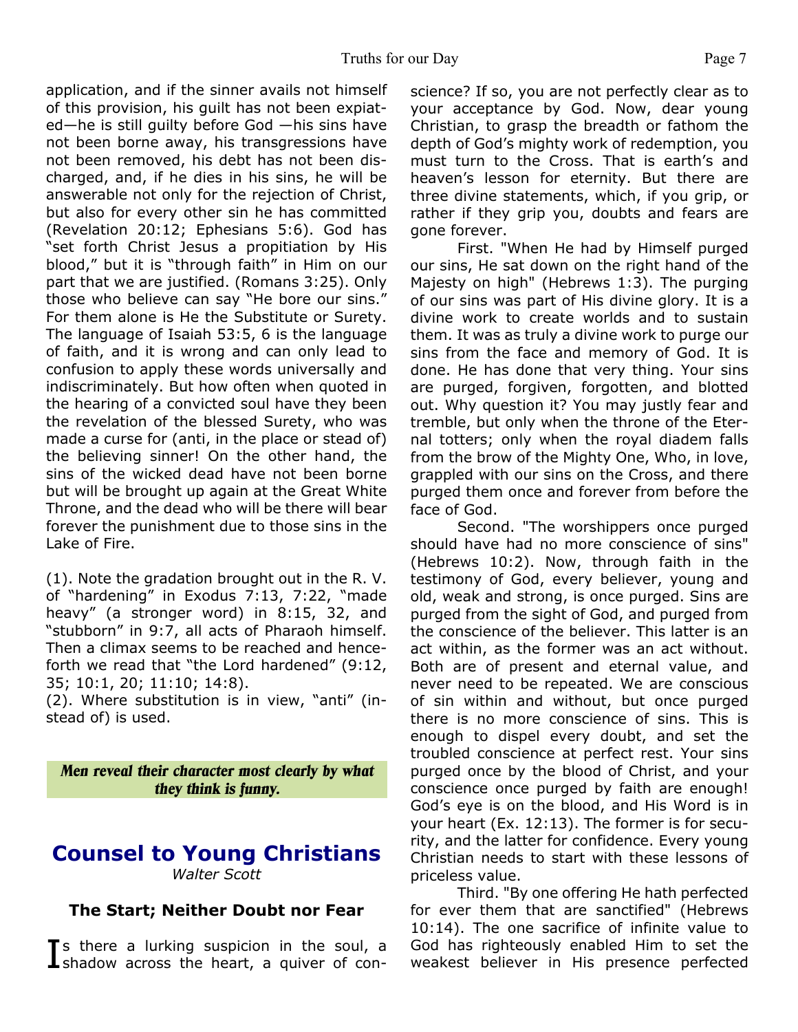application, and if the sinner avails not himself of this provision, his guilt has not been expiated—he is still guilty before God —his sins have not been borne away, his transgressions have not been removed, his debt has not been discharged, and, if he dies in his sins, he will be answerable not only for the rejection of Christ, but also for every other sin he has committed (Revelation 20:12; Ephesians 5:6). God has "set forth Christ Jesus a propitiation by His blood," but it is "through faith" in Him on our part that we are justified. (Romans 3:25). Only those who believe can say "He bore our sins." For them alone is He the Substitute or Surety. The language of Isaiah 53:5, 6 is the language of faith, and it is wrong and can only lead to confusion to apply these words universally and indiscriminately. But how often when quoted in the hearing of a convicted soul have they been the revelation of the blessed Surety, who was made a curse for (anti, in the place or stead of) the believing sinner! On the other hand, the sins of the wicked dead have not been borne but will be brought up again at the Great White Throne, and the dead who will be there will bear forever the punishment due to those sins in the Lake of Fire.

(1). Note the gradation brought out in the R. V. of "hardening" in Exodus 7:13, 7:22, "made heavy" (a stronger word) in 8:15, 32, and "stubborn" in 9:7, all acts of Pharaoh himself. Then a climax seems to be reached and henceforth we read that "the Lord hardened" (9:12, 35; 10:1, 20; 11:10; 14:8).

(2). Where substitution is in view, "anti" (instead of) is used.

***Men reveal their character most clearly by what they think is funny.***

## Counsel to Young Christians

*Walter Scott*

### The Start; Neither Doubt nor Fear

Is there a lurking suspicion in the soul, a shadow across the heart, a quiver of conscience? If so, you are not perfectly clear as to your acceptance by God. Now, dear young Christian, to grasp the breadth or fathom the depth of God's mighty work of redemption, you must turn to the Cross. That is earth's and heaven's lesson for eternity. But there are three divine statements, which, if you grip, or rather if they grip you, doubts and fears are gone forever.

First. "When He had by Himself purged our sins, He sat down on the right hand of the Majesty on high" (Hebrews 1:3). The purging of our sins was part of His divine glory. It is a divine work to create worlds and to sustain them. It was as truly a divine work to purge our sins from the face and memory of God. It is done. He has done that very thing. Your sins are purged, forgiven, forgotten, and blotted out. Why question it? You may justly fear and tremble, but only when the throne of the Eternal totters; only when the royal diadem falls from the brow of the Mighty One, Who, in love, grappled with our sins on the Cross, and there purged them once and forever from before the face of God.

Second. "The worshippers once purged should have had no more conscience of sins" (Hebrews 10:2). Now, through faith in the testimony of God, every believer, young and old, weak and strong, is once purged. Sins are purged from the sight of God, and purged from the conscience of the believer. This latter is an act within, as the former was an act without. Both are of present and eternal value, and never need to be repeated. We are conscious of sin within and without, but once purged there is no more conscience of sins. This is enough to dispel every doubt, and set the troubled conscience at perfect rest. Your sins purged once by the blood of Christ, and your conscience once purged by faith are enough! God's eye is on the blood, and His Word is in your heart (Ex. 12:13). The former is for security, and the latter for confidence. Every young Christian needs to start with these lessons of priceless value.

Third. "By one offering He hath perfected for ever them that are sanctified" (Hebrews 10:14). The one sacrifice of infinite value to God has righteously enabled Him to set the weakest believer in His presence perfected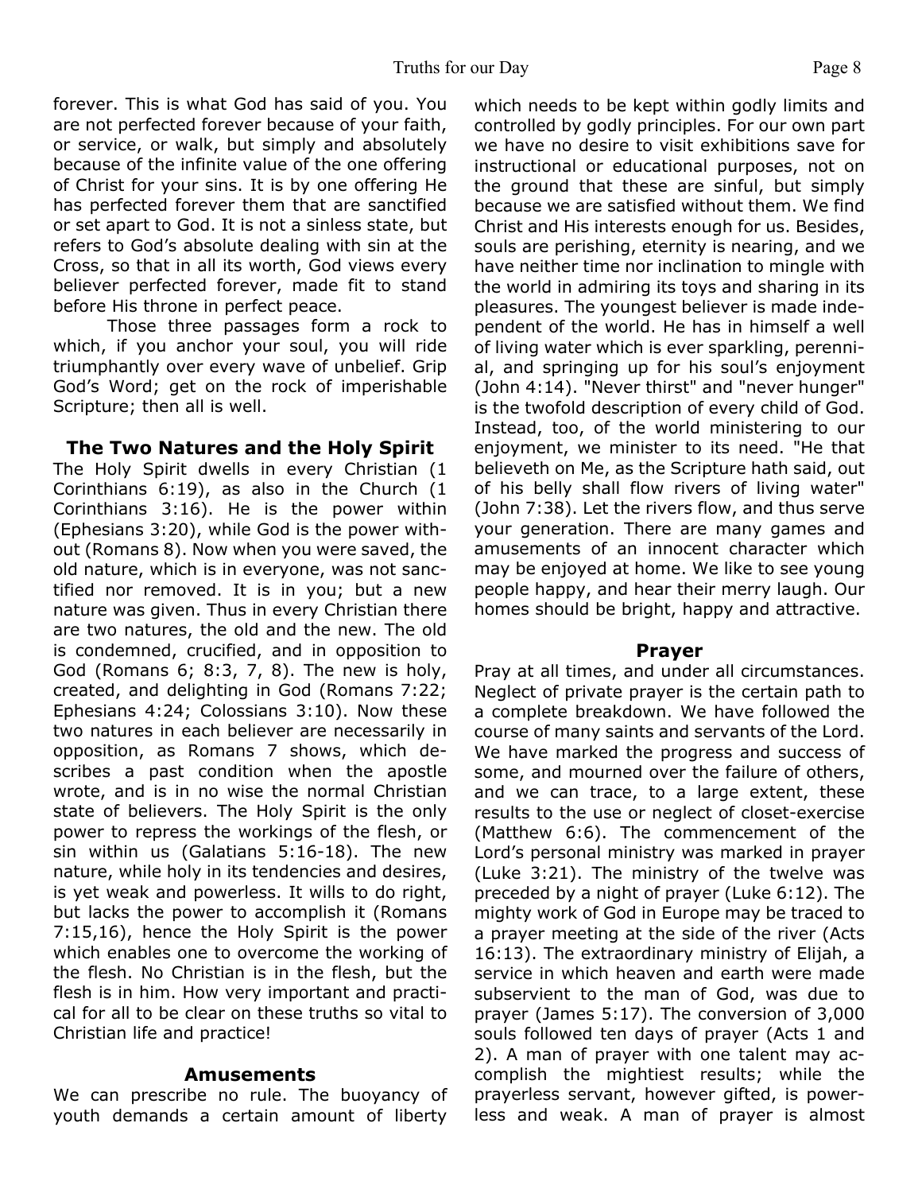forever. This is what God has said of you. You are not perfected forever because of your faith, or service, or walk, but simply and absolutely because of the infinite value of the one offering of Christ for your sins. It is by one offering He has perfected forever them that are sanctified or set apart to God. It is not a sinless state, but refers to God's absolute dealing with sin at the Cross, so that in all its worth, God views every believer perfected forever, made fit to stand before His throne in perfect peace.

Those three passages form a rock to which, if you anchor your soul, you will ride triumphantly over every wave of unbelief. Grip God's Word; get on the rock of imperishable Scripture; then all is well.

## The Two Natures and the Holy Spirit

The Holy Spirit dwells in every Christian (1 Corinthians 6:19), as also in the Church (1 Corinthians 3:16). He is the power within (Ephesians 3:20), while God is the power without (Romans 8). Now when you were saved, the old nature, which is in everyone, was not sanctified nor removed. It is in you; but a new nature was given. Thus in every Christian there are two natures, the old and the new. The old is condemned, crucified, and in opposition to God (Romans 6; 8:3, 7, 8). The new is holy, created, and delighting in God (Romans 7:22; Ephesians 4:24; Colossians 3:10). Now these two natures in each believer are necessarily in opposition, as Romans 7 shows, which describes a past condition when the apostle wrote, and is in no wise the normal Christian state of believers. The Holy Spirit is the only power to repress the workings of the flesh, or sin within us (Galatians 5:16-18). The new nature, while holy in its tendencies and desires, is yet weak and powerless. It wills to do right, but lacks the power to accomplish it (Romans 7:15,16), hence the Holy Spirit is the power which enables one to overcome the working of the flesh. No Christian is in the flesh, but the flesh is in him. How very important and practical for all to be clear on these truths so vital to Christian life and practice!

## Amusements

We can prescribe no rule. The buoyancy of youth demands a certain amount of liberty which needs to be kept within godly limits and controlled by godly principles. For our own part we have no desire to visit exhibitions save for instructional or educational purposes, not on the ground that these are sinful, but simply because we are satisfied without them. We find Christ and His interests enough for us. Besides, souls are perishing, eternity is nearing, and we have neither time nor inclination to mingle with the world in admiring its toys and sharing in its pleasures. The youngest believer is made independent of the world. He has in himself a well of living water which is ever sparkling, perennial, and springing up for his soul's enjoyment (John 4:14). "Never thirst" and "never hunger" is the twofold description of every child of God. Instead, too, of the world ministering to our enjoyment, we minister to its need. "He that believeth on Me, as the Scripture hath said, out of his belly shall flow rivers of living water" (John 7:38). Let the rivers flow, and thus serve your generation. There are many games and amusements of an innocent character which may be enjoyed at home. We like to see young people happy, and hear their merry laugh. Our homes should be bright, happy and attractive.

## Prayer

Pray at all times, and under all circumstances. Neglect of private prayer is the certain path to a complete breakdown. We have followed the course of many saints and servants of the Lord. We have marked the progress and success of some, and mourned over the failure of others, and we can trace, to a large extent, these results to the use or neglect of closet-exercise (Matthew 6:6). The commencement of the Lord's personal ministry was marked in prayer (Luke 3:21). The ministry of the twelve was preceded by a night of prayer (Luke 6:12). The mighty work of God in Europe may be traced to a prayer meeting at the side of the river (Acts 16:13). The extraordinary ministry of Elijah, a service in which heaven and earth were made subservient to the man of God, was due to prayer (James 5:17). The conversion of 3,000 souls followed ten days of prayer (Acts 1 and 2). A man of prayer with one talent may accomplish the mightiest results; while the prayerless servant, however gifted, is powerless and weak. A man of prayer is almost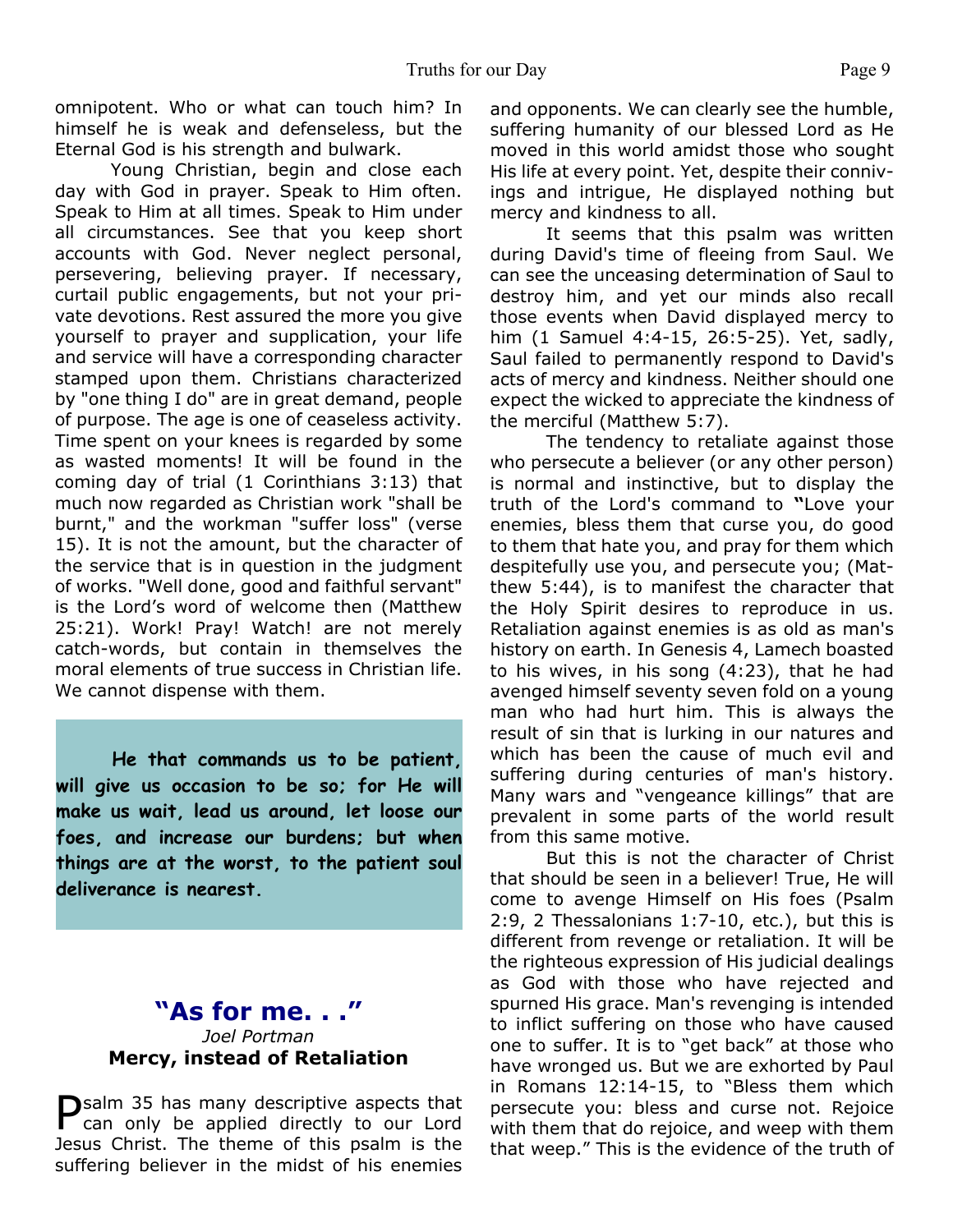omnipotent. Who or what can touch him? In himself he is weak and defenseless, but the Eternal God is his strength and bulwark.

Young Christian, begin and close each day with God in prayer. Speak to Him often. Speak to Him at all times. Speak to Him under all circumstances. See that you keep short accounts with God. Never neglect personal, persevering, believing prayer. If necessary, curtail public engagements, but not your private devotions. Rest assured the more you give yourself to prayer and supplication, your life and service will have a corresponding character stamped upon them. Christians characterized by "one thing I do" are in great demand, people of purpose. The age is one of ceaseless activity. Time spent on your knees is regarded by some as wasted moments! It will be found in the coming day of trial (1 Corinthians 3:13) that much now regarded as Christian work "shall be burnt," and the workman "suffer loss" (verse 15). It is not the amount, but the character of the service that is in question in the judgment of works. "Well done, good and faithful servant" is the Lord's word of welcome then (Matthew 25:21). Work! Pray! Watch! are not merely catch-words, but contain in themselves the moral elements of true success in Christian life. We cannot dispense with them.

> **He that commands us to be patient, will give us occasion to be so; for He will make us wait, lead us around, let loose our foes, and increase our burdens; but when things are at the worst, to the patient soul deliverance is nearest.**

## "As for me. . ."

*Joel Portman*

**Mercy, instead of Retaliation**

Psalm 35 has many descriptive aspects that can only be applied directly to our Lord Jesus Christ. The theme of this psalm is the suffering believer in the midst of his enemies and opponents. We can clearly see the humble, suffering humanity of our blessed Lord as He moved in this world amidst those who sought His life at every point. Yet, despite their connivings and intrigue, He displayed nothing but mercy and kindness to all.

It seems that this psalm was written during David's time of fleeing from Saul. We can see the unceasing determination of Saul to destroy him, and yet our minds also recall those events when David displayed mercy to him (1 Samuel 4:4-15, 26:5-25). Yet, sadly, Saul failed to permanently respond to David's acts of mercy and kindness. Neither should one expect the wicked to appreciate the kindness of the merciful (Matthew 5:7).

The tendency to retaliate against those who persecute a believer (or any other person) is normal and instinctive, but to display the truth of the Lord's command to "Love your enemies, bless them that curse you, do good to them that hate you, and pray for them which despitefully use you, and persecute you; (Matthew 5:44), is to manifest the character that the Holy Spirit desires to reproduce in us. Retaliation against enemies is as old as man's history on earth. In Genesis 4, Lamech boasted to his wives, in his song (4:23), that he had avenged himself seventy seven fold on a young man who had hurt him. This is always the result of sin that is lurking in our natures and which has been the cause of much evil and suffering during centuries of man's history. Many wars and "vengeance killings" that are prevalent in some parts of the world result from this same motive.

But this is not the character of Christ that should be seen in a believer! True, He will come to avenge Himself on His foes (Psalm 2:9, 2 Thessalonians 1:7-10, etc.), but this is different from revenge or retaliation. It will be the righteous expression of His judicial dealings as God with those who have rejected and spurned His grace. Man's revenging is intended to inflict suffering on those who have caused one to suffer. It is to "get back" at those who have wronged us. But we are exhorted by Paul in Romans 12:14-15, to "Bless them which persecute you: bless and curse not. Rejoice with them that do rejoice, and weep with them that weep." This is the evidence of the truth of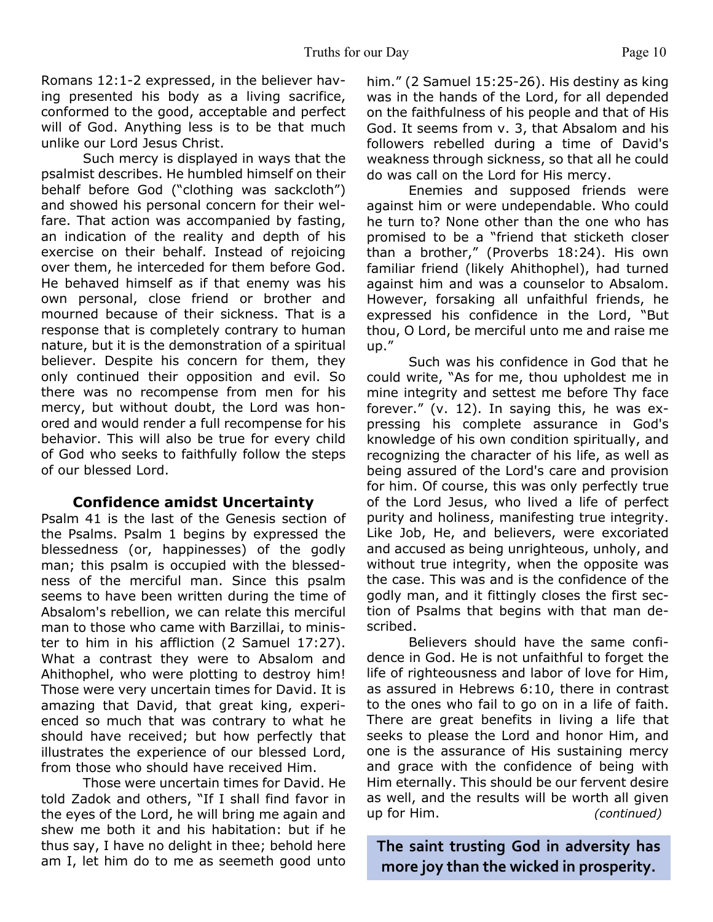Romans 12:1-2 expressed, in the believer having presented his body as a living sacrifice, conformed to the good, acceptable and perfect will of God. Anything less is to be that much unlike our Lord Jesus Christ.

Such mercy is displayed in ways that the psalmist describes. He humbled himself on their behalf before God ("clothing was sackcloth") and showed his personal concern for their welfare. That action was accompanied by fasting, an indication of the reality and depth of his exercise on their behalf. Instead of rejoicing over them, he interceded for them before God. He behaved himself as if that enemy was his own personal, close friend or brother and mourned because of their sickness. That is a response that is completely contrary to human nature, but it is the demonstration of a spiritual believer. Despite his concern for them, they only continued their opposition and evil. So there was no recompense from men for his mercy, but without doubt, the Lord was honored and would render a full recompense for his behavior. This will also be true for every child of God who seeks to faithfully follow the steps of our blessed Lord.

### Confidence amidst Uncertainty

Psalm 41 is the last of the Genesis section of the Psalms. Psalm 1 begins by expressed the blessedness (or, happinesses) of the godly man; this psalm is occupied with the blessedness of the merciful man. Since this psalm seems to have been written during the time of Absalom's rebellion, we can relate this merciful man to those who came with Barzillai, to minister to him in his affliction (2 Samuel 17:27). What a contrast they were to Absalom and Ahithophel, who were plotting to destroy him! Those were very uncertain times for David. It is amazing that David, that great king, experienced so much that was contrary to what he should have received; but how perfectly that illustrates the experience of our blessed Lord, from those who should have received Him.

Those were uncertain times for David. He told Zadok and others, "If I shall find favor in the eyes of the Lord, he will bring me again and shew me both it and his habitation: but if he thus say, I have no delight in thee; behold here am I, let him do to me as seemeth good unto him." (2 Samuel 15:25-26). His destiny as king was in the hands of the Lord, for all depended on the faithfulness of his people and that of His God. It seems from v. 3, that Absalom and his followers rebelled during a time of David's weakness through sickness, so that all he could do was call on the Lord for His mercy.

Enemies and supposed friends were against him or were undependable. Who could he turn to? None other than the one who has promised to be a "friend that sticketh closer than a brother," (Proverbs 18:24). His own familiar friend (likely Ahithophel), had turned against him and was a counselor to Absalom. However, forsaking all unfaithful friends, he expressed his confidence in the Lord, "But thou, O Lord, be merciful unto me and raise me up."

Such was his confidence in God that he could write, "As for me, thou upholdest me in mine integrity and settest me before Thy face forever." (v. 12). In saying this, he was expressing his complete assurance in God's knowledge of his own condition spiritually, and recognizing the character of his life, as well as being assured of the Lord's care and provision for him. Of course, this was only perfectly true of the Lord Jesus, who lived a life of perfect purity and holiness, manifesting true integrity. Like Job, He, and believers, were excoriated and accused as being unrighteous, unholy, and without true integrity, when the opposite was the case. This was and is the confidence of the godly man, and it fittingly closes the first section of Psalms that begins with that man described.

Believers should have the same confidence in God. He is not unfaithful to forget the life of righteousness and labor of love for Him, as assured in Hebrews 6:10, there in contrast to the ones who fail to go on in a life of faith. There are great benefits in living a life that seeks to please the Lord and honor Him, and one is the assurance of His sustaining mercy and grace with the confidence of being with Him eternally. This should be our fervent desire as well, and the results will be worth all given up for Him. *(continued)*

**The saint trusting God in adversity has more joy than the wicked in prosperity.**